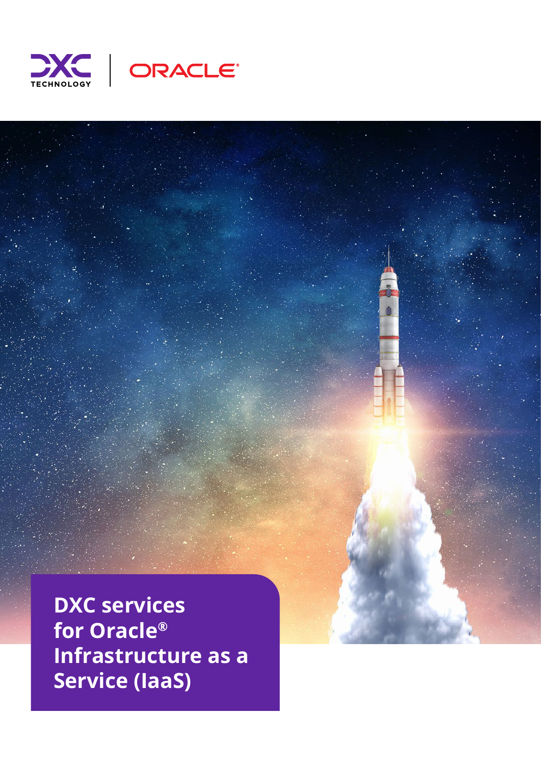# DXC services for Oracle® Infrastructure as a Service (IaaS)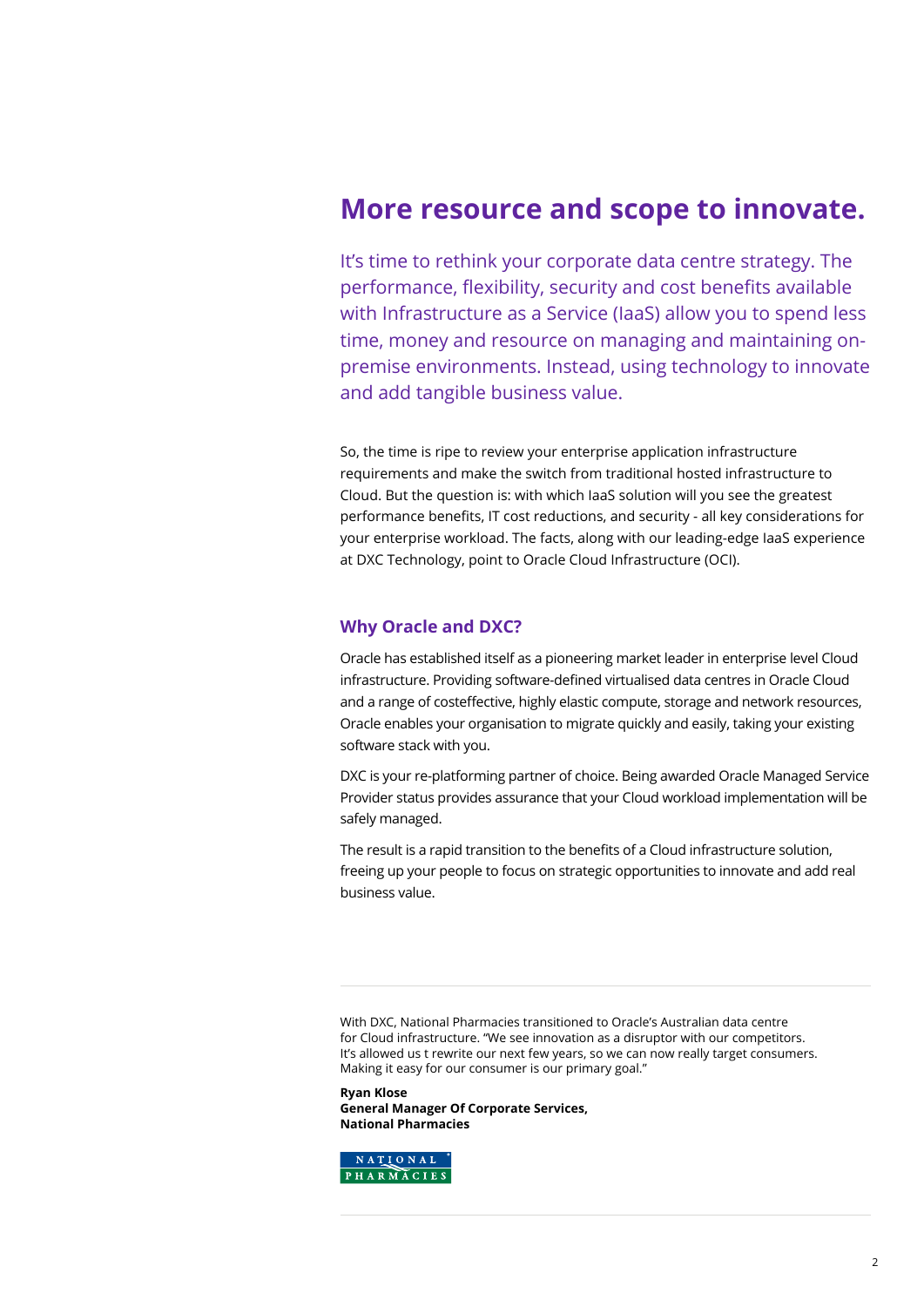# More resource and scope to innovate.

It's time to rethink your corporate data centre strategy. The performance, flexibility, security and cost benefits available with Infrastructure as a Service (IaaS) allow you to spend less time, money and resource on managing and maintaining on-premise environments. Instead, using technology to innovate and add tangible business value.

So, the time is ripe to review your enterprise application infrastructure requirements and make the switch from traditional hosted infrastructure to Cloud. But the question is: with which IaaS solution will you see the greatest performance benefits, IT cost reductions, and security - all key considerations for your enterprise workload. The facts, along with our leading-edge IaaS experience at DXC Technology, point to Oracle Cloud Infrastructure (OCI).

## Why Oracle and DXC?

Oracle has established itself as a pioneering market leader in enterprise level Cloud infrastructure. Providing software-defined virtualised data centres in Oracle Cloud and a range of costeffective, highly elastic compute, storage and network resources, Oracle enables your organisation to migrate quickly and easily, taking your existing software stack with you.

DXC is your re-platforming partner of choice. Being awarded Oracle Managed Service Provider status provides assurance that your Cloud workload implementation will be safely managed.

The result is a rapid transition to the benefits of a Cloud infrastructure solution, freeing up your people to focus on strategic opportunities to innovate and add real business value.

---

With DXC, National Pharmacies transitioned to Oracle's Australian data centre for Cloud infrastructure. "We see innovation as a disruptor with our competitors. It's allowed us t rewrite our next few years, so we can now really target consumers. Making it easy for our consumer is our primary goal."

**Ryan Klose**
**General Manager Of Corporate Services,**
**National Pharmacies**

NATIONAL PHARMACIES

---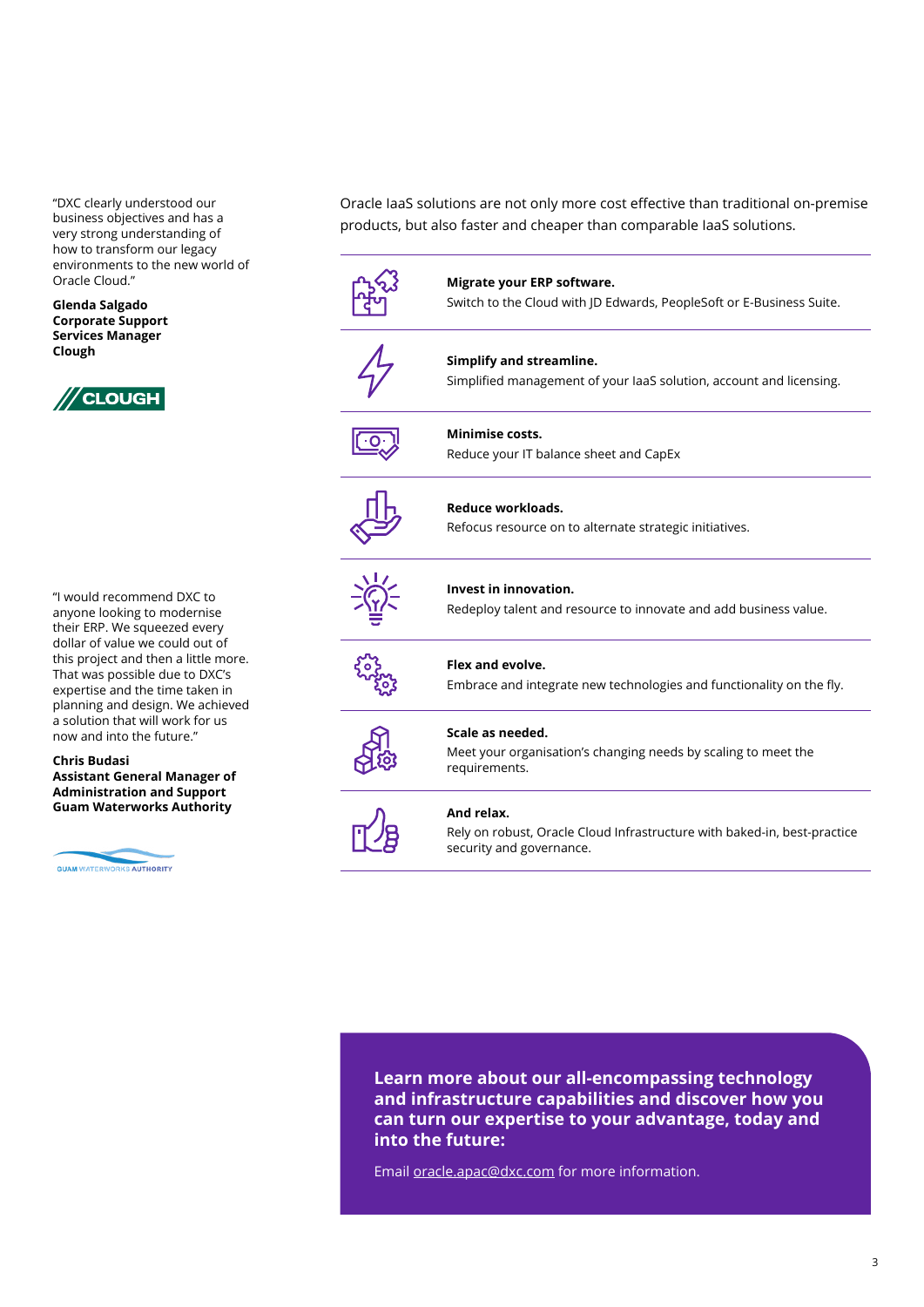"DXC clearly understood our business objectives and has a very strong understanding of how to transform our legacy environments to the new world of Oracle Cloud."

**Glenda Salgado**
**Corporate Support Services Manager**
**Clough**

"I would recommend DXC to anyone looking to modernise their ERP. We squeezed every dollar of value we could out of this project and then a little more. That was possible due to DXC's expertise and the time taken in planning and design. We achieved a solution that will work for us now and into the future."

**Chris Budasi**
**Assistant General Manager of Administration and Support**
**Guam Waterworks Authority**

Oracle IaaS solutions are not only more cost effective than traditional on-premise products, but also faster and cheaper than comparable IaaS solutions.

**Migrate your ERP software.**
Switch to the Cloud with JD Edwards, PeopleSoft or E-Business Suite.

**Simplify and streamline.**
Simplified management of your IaaS solution, account and licensing.

**Minimise costs.**
Reduce your IT balance sheet and CapEx

**Reduce workloads.**
Refocus resource on to alternate strategic initiatives.

**Invest in innovation.**
Redeploy talent and resource to innovate and add business value.

**Flex and evolve.**
Embrace and integrate new technologies and functionality on the fly.

**Scale as needed.**
Meet your organisation's changing needs by scaling to meet the requirements.

**And relax.**
Rely on robust, Oracle Cloud Infrastructure with baked-in, best-practice security and governance.

**Learn more about our all-encompassing technology and infrastructure capabilities and discover how you can turn our expertise to your advantage, today and into the future:**

Email oracle.apac@dxc.com for more information.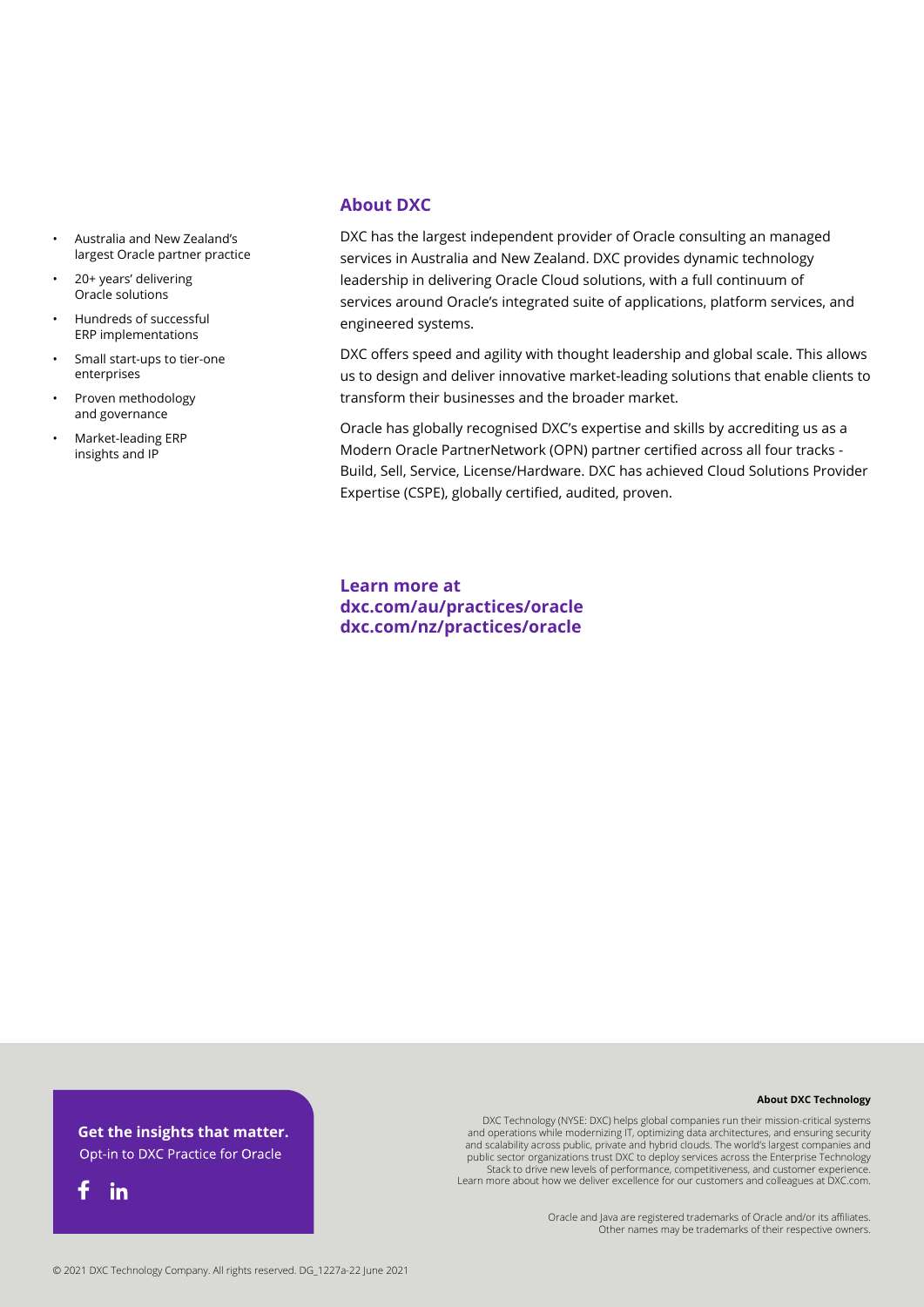- Australia and New Zealand's largest Oracle partner practice
- 20+ years' delivering Oracle solutions
- Hundreds of successful ERP implementations
- Small start-ups to tier-one enterprises
- Proven methodology and governance
- Market-leading ERP insights and IP

## About DXC

DXC has the largest independent provider of Oracle consulting an managed services in Australia and New Zealand. DXC provides dynamic technology leadership in delivering Oracle Cloud solutions, with a full continuum of services around Oracle's integrated suite of applications, platform services, and engineered systems.

DXC offers speed and agility with thought leadership and global scale. This allows us to design and deliver innovative market-leading solutions that enable clients to transform their businesses and the broader market.

Oracle has globally recognised DXC's expertise and skills by accrediting us as a Modern Oracle PartnerNetwork (OPN) partner certified across all four tracks - Build, Sell, Service, License/Hardware. DXC has achieved Cloud Solutions Provider Expertise (CSPE), globally certified, audited, proven.

**Learn more at**
**dxc.com/au/practices/oracle**
**dxc.com/nz/practices/oracle**

**Get the insights that matter.**
Opt-in to DXC Practice for Oracle

**About DXC Technology**

DXC Technology (NYSE: DXC) helps global companies run their mission-critical systems and operations while modernizing IT, optimizing data architectures, and ensuring security and scalability across public, private and hybrid clouds. The world's largest companies and public sector organizations trust DXC to deploy services across the Enterprise Technology Stack to drive new levels of performance, competitiveness, and customer experience. Learn more about how we deliver excellence for our customers and colleagues at DXC.com.

Oracle and Java are registered trademarks of Oracle and/or its affiliates. Other names may be trademarks of their respective owners.

© 2021 DXC Technology Company. All rights reserved. DG_1227a-22 June 2021